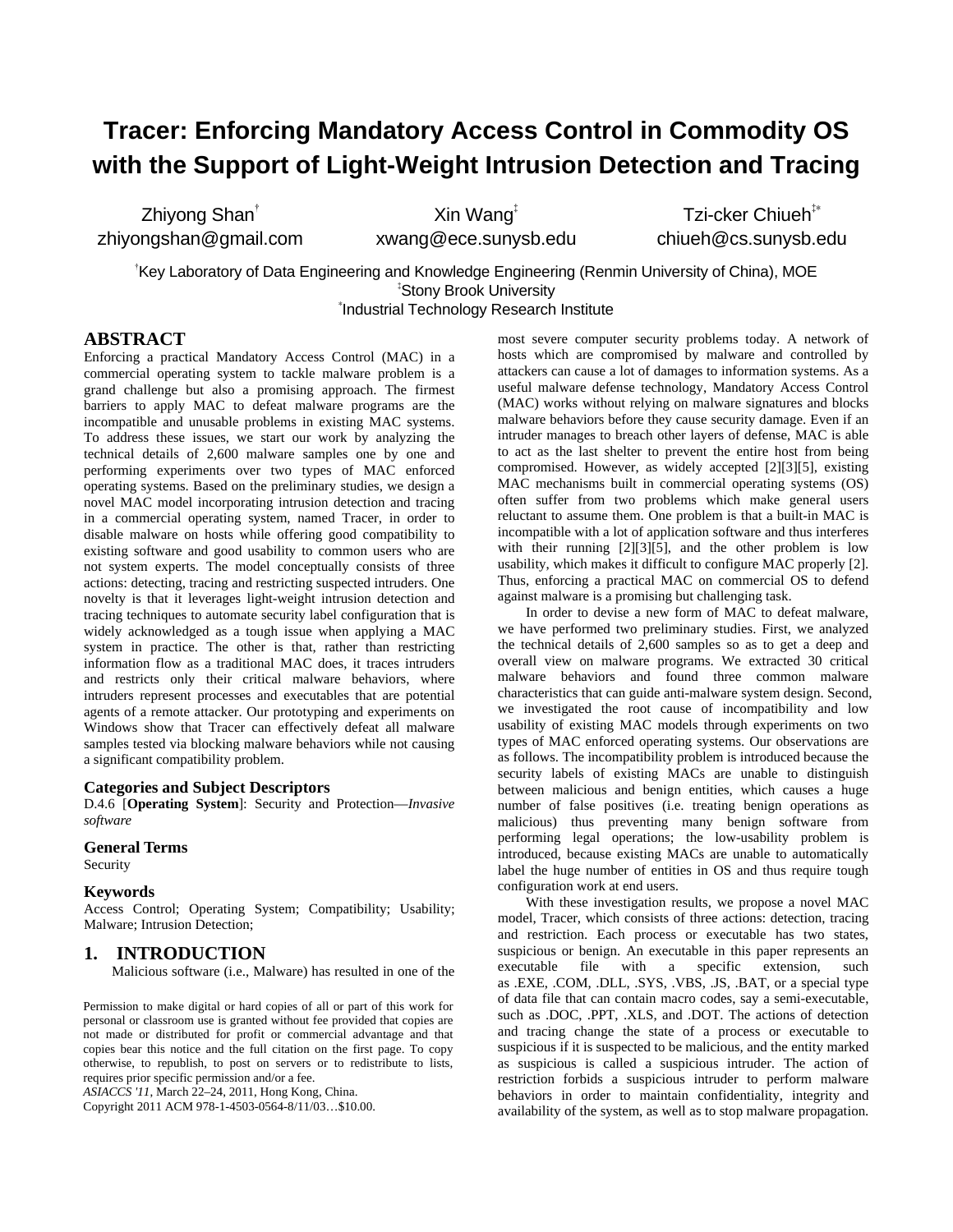# Tracer: Enforcing Mandatory Access Control in Commodity OS with the Support of Light-Weight Intrusion Detection and Tracing

Zhiyong Shan[†]
zhiyongshan@gmail.com

Xin Wang[‡]
xwang@ece.sunysb.edu

Tzi-cker Chiueh[‡*]
chiueh@cs.sunysb.edu

[†]Key Laboratory of Data Engineering and Knowledge Engineering (Renmin University of China), MOE
[‡]Stony Brook University
[*]Industrial Technology Research Institute

## ABSTRACT

Enforcing a practical Mandatory Access Control (MAC) in a commercial operating system to tackle malware problem is a grand challenge but also a promising approach. The firmest barriers to apply MAC to defeat malware programs are the incompatible and unusable problems in existing MAC systems. To address these issues, we start our work by analyzing the technical details of 2,600 malware samples one by one and performing experiments over two types of MAC enforced operating systems. Based on the preliminary studies, we design a novel MAC model incorporating intrusion detection and tracing in a commercial operating system, named Tracer, in order to disable malware on hosts while offering good compatibility to existing software and good usability to common users who are not system experts. The model conceptually consists of three actions: detecting, tracing and restricting suspected intruders. One novelty is that it leverages light-weight intrusion detection and tracing techniques to automate security label configuration that is widely acknowledged as a tough issue when applying a MAC system in practice. The other is that, rather than restricting information flow as a traditional MAC does, it traces intruders and restricts only their critical malware behaviors, where intruders represent processes and executables that are potential agents of a remote attacker. Our prototyping and experiments on Windows show that Tracer can effectively defeat all malware samples tested via blocking malware behaviors while not causing a significant compatibility problem.

### Categories and Subject Descriptors

D.4.6 [**Operating System**]: Security and Protection—*Invasive software*

### General Terms

Security

### Keywords

Access Control; Operating System; Compatibility; Usability; Malware; Intrusion Detection;

## 1. INTRODUCTION

Malicious software (i.e., Malware) has resulted in one of the most severe computer security problems today. A network of hosts which are compromised by malware and controlled by attackers can cause a lot of damages to information systems. As a useful malware defense technology, Mandatory Access Control (MAC) works without relying on malware signatures and blocks malware behaviors before they cause security damage. Even if an intruder manages to breach other layers of defense, MAC is able to act as the last shelter to prevent the entire host from being compromised. However, as widely accepted [2][3][5], existing MAC mechanisms built in commercial operating systems (OS) often suffer from two problems which make general users reluctant to assume them. One problem is that a built-in MAC is incompatible with a lot of application software and thus interferes with their running [2][3][5], and the other problem is low usability, which makes it difficult to configure MAC properly [2]. Thus, enforcing a practical MAC on commercial OS to defend against malware is a promising but challenging task.

In order to devise a new form of MAC to defeat malware, we have performed two preliminary studies. First, we analyzed the technical details of 2,600 samples so as to get a deep and overall view on malware programs. We extracted 30 critical malware behaviors and found three common malware characteristics that can guide anti-malware system design. Second, we investigated the root cause of incompatibility and low usability of existing MAC models through experiments on two types of MAC enforced operating systems. Our observations are as follows. The incompatibility problem is introduced because the security labels of existing MACs are unable to distinguish between malicious and benign entities, which causes a huge number of false positives (i.e. treating benign operations as malicious) thus preventing many benign software from performing legal operations; the low-usability problem is introduced, because existing MACs are unable to automatically label the huge number of entities in OS and thus require tough configuration work at end users.

With these investigation results, we propose a novel MAC model, Tracer, which consists of three actions: detection, tracing and restriction. Each process or executable has two states, suspicious or benign. An executable in this paper represents an executable file with a specific extension, such as .EXE, .COM, .DLL, .SYS, .VBS, .JS, .BAT, or a special type of data file that can contain macro codes, say a semi-executable, such as .DOC, .PPT, .XLS, and .DOT. The actions of detection and tracing change the state of a process or executable to suspicious if it is suspected to be malicious, and the entity marked as suspicious is called a suspicious intruder. The action of restriction forbids a suspicious intruder to perform malware behaviors in order to maintain confidentiality, integrity and availability of the system, as well as to stop malware propagation.

Permission to make digital or hard copies of all or part of this work for personal or classroom use is granted without fee provided that copies are not made or distributed for profit or commercial advantage and that copies bear this notice and the full citation on the first page. To copy otherwise, to republish, to post on servers or to redistribute to lists, requires prior specific permission and/or a fee.
*ASIACCS '11*, March 22–24, 2011, Hong Kong, China.
Copyright 2011 ACM 978-1-4503-0564-8/11/03…$10.00.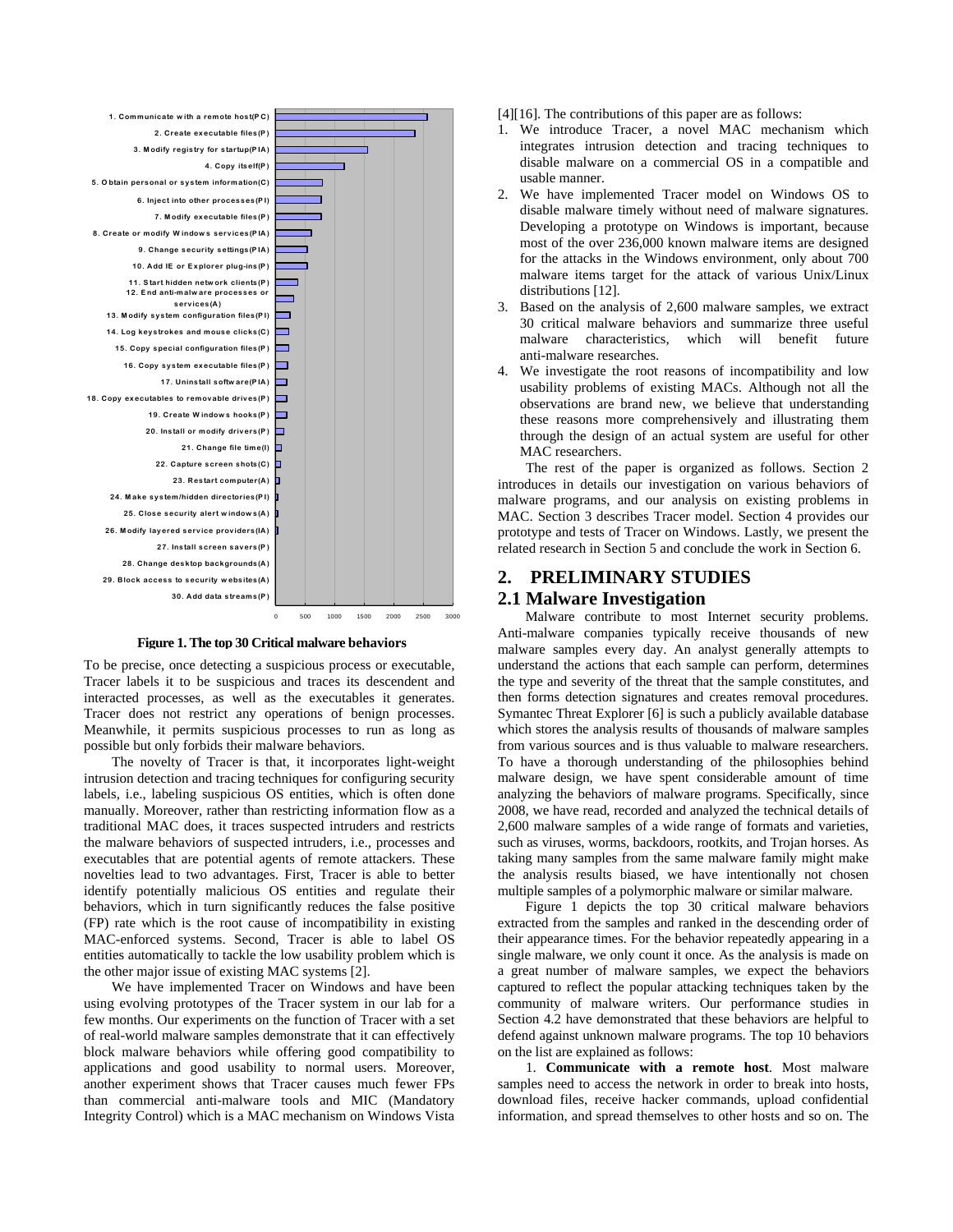1. Communicate with a remote host(PC)
2. Create executable files(P)
3. Modify registry for startup(PIA)
4. Copy itself(P)
5. Obtain personal or system information(C)
6. Inject into other processes(PI)
7. Modify executable files(P)
8. Create or modify Windows services(PIA)
9. Change security settings(PIA)
10. Add IE or Explorer plug-ins(P)
11. Start hidden network clients(P)
12. End anti-malware processes or services(A)
13. Modify system configuration files(PI)
14. Log keystrokes and mouse clicks(C)
15. Copy special configuration files(P)
16. Copy system executable files(P)
17. Uninstall software(PIA)
18. Copy executables to removable drives(P)
19. Create Windows hooks(P)
20. Install or modify drivers(P)
21. Change file time(I)
22. Capture screen shots(C)
23. Restart computer(A)
24. Make system/hidden directories(PI)
25. Close security alert windows(A)
26. Modify layered service providers(IA)
27. Install screen savers(P)
28. Change desktop backgrounds(A)
29. Block access to security websites(A)
30. Add data streams(P)

0 500 1000 1500 2000 2500 3000

**Figure 1. The top 30 Critical malware behaviors**

To be precise, once detecting a suspicious process or executable, Tracer labels it to be suspicious and traces its descendent and interacted processes, as well as the executables it generates. Tracer does not restrict any operations of benign processes. Meanwhile, it permits suspicious processes to run as long as possible but only forbids their malware behaviors.

The novelty of Tracer is that, it incorporates light-weight intrusion detection and tracing techniques for configuring security labels, i.e., labeling suspicious OS entities, which is often done manually. Moreover, rather than restricting information flow as a traditional MAC does, it traces suspected intruders and restricts the malware behaviors of suspected intruders, i.e., processes and executables that are potential agents of remote attackers. These novelties lead to two advantages. First, Tracer is able to better identify potentially malicious OS entities and regulate their behaviors, which in turn significantly reduces the false positive (FP) rate which is the root cause of incompatibility in existing MAC-enforced systems. Second, Tracer is able to label OS entities automatically to tackle the low usability problem which is the other major issue of existing MAC systems [2].

We have implemented Tracer on Windows and have been using evolving prototypes of the Tracer system in our lab for a few months. Our experiments on the function of Tracer with a set of real-world malware samples demonstrate that it can effectively block malware behaviors while offering good compatibility to applications and good usability to normal users. Moreover, another experiment shows that Tracer causes much fewer FPs than commercial anti-malware tools and MIC (Mandatory Integrity Control) which is a MAC mechanism on Windows Vista [4][16]. The contributions of this paper are as follows:

1. We introduce Tracer, a novel MAC mechanism which integrates intrusion detection and tracing techniques to disable malware on a commercial OS in a compatible and usable manner.
2. We have implemented Tracer model on Windows OS to disable malware timely without need of malware signatures. Developing a prototype on Windows is important, because most of the over 236,000 known malware items are designed for the attacks in the Windows environment, only about 700 malware items target for the attack of various Unix/Linux distributions [12].
3. Based on the analysis of 2,600 malware samples, we extract 30 critical malware behaviors and summarize three useful malware characteristics, which will benefit future anti-malware researches.
4. We investigate the root reasons of incompatibility and low usability problems of existing MACs. Although not all the observations are brand new, we believe that understanding these reasons more comprehensively and illustrating them through the design of an actual system are useful for other MAC researchers.

The rest of the paper is organized as follows. Section 2 introduces in details our investigation on various behaviors of malware programs, and our analysis on existing problems in MAC. Section 3 describes Tracer model. Section 4 provides our prototype and tests of Tracer on Windows. Lastly, we present the related research in Section 5 and conclude the work in Section 6.

## 2. PRELIMINARY STUDIES

### 2.1 Malware Investigation

Malware contribute to most Internet security problems. Anti-malware companies typically receive thousands of new malware samples every day. An analyst generally attempts to understand the actions that each sample can perform, determines the type and severity of the threat that the sample constitutes, and then forms detection signatures and creates removal procedures. Symantec Threat Explorer [6] is such a publicly available database which stores the analysis results of thousands of malware samples from various sources and is thus valuable to malware researchers. To have a thorough understanding of the philosophies behind malware design, we have spent considerable amount of time analyzing the behaviors of malware programs. Specifically, since 2008, we have read, recorded and analyzed the technical details of 2,600 malware samples of a wide range of formats and varieties, such as viruses, worms, backdoors, rootkits, and Trojan horses. As taking many samples from the same malware family might make the analysis results biased, we have intentionally not chosen multiple samples of a polymorphic malware or similar malware.

Figure 1 depicts the top 30 critical malware behaviors extracted from the samples and ranked in the descending order of their appearance times. For the behavior repeatedly appearing in a single malware, we only count it once. As the analysis is made on a great number of malware samples, we expect the behaviors captured to reflect the popular attacking techniques taken by the community of malware writers. Our performance studies in Section 4.2 have demonstrated that these behaviors are helpful to defend against unknown malware programs. The top 10 behaviors on the list are explained as follows:

1. **Communicate with a remote host**. Most malware samples need to access the network in order to break into hosts, download files, receive hacker commands, upload confidential information, and spread themselves to other hosts and so on. The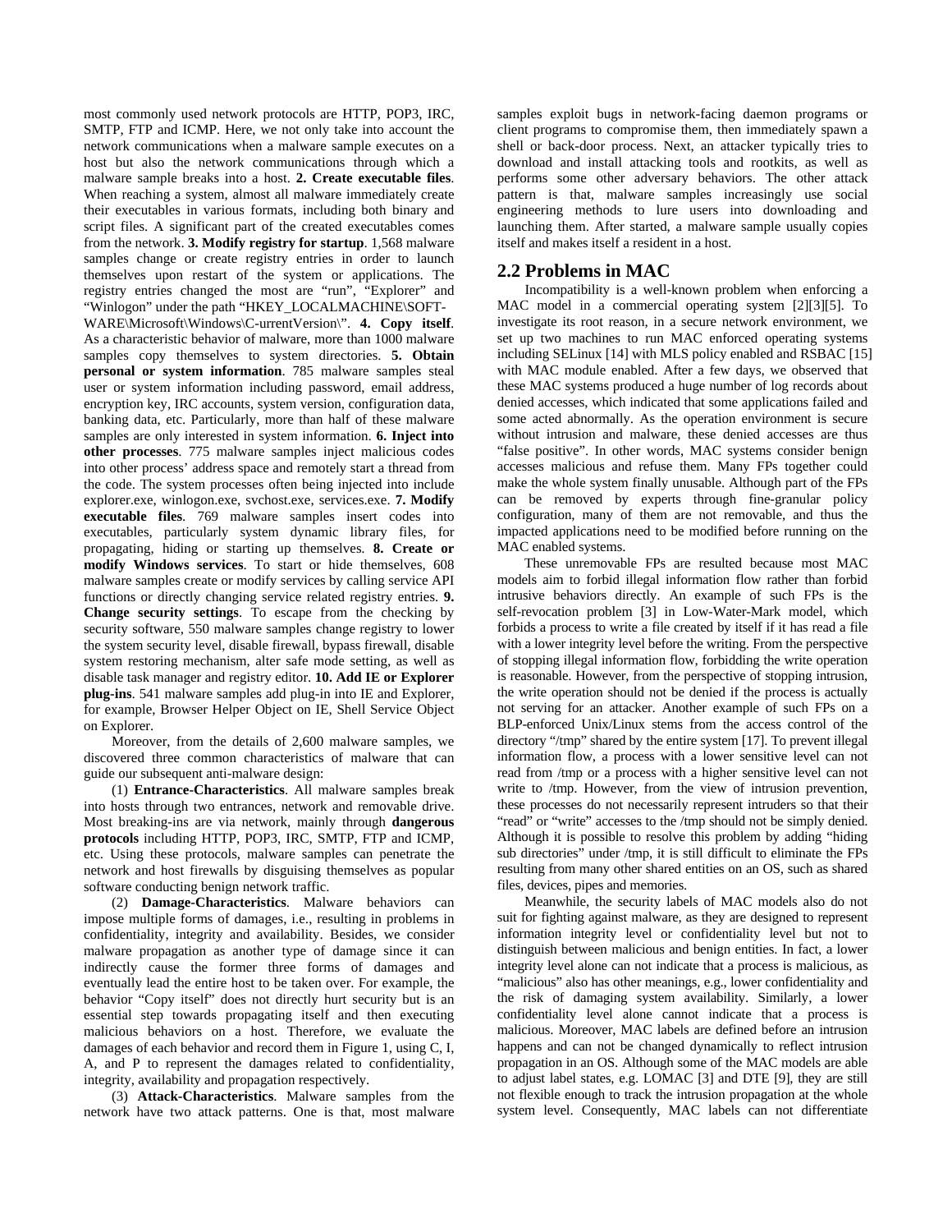most commonly used network protocols are HTTP, POP3, IRC, SMTP, FTP and ICMP. Here, we not only take into account the network communications when a malware sample executes on a host but also the network communications through which a malware sample breaks into a host. **2. Create executable files**. When reaching a system, almost all malware immediately create their executables in various formats, including both binary and script files. A significant part of the created executables comes from the network. **3. Modify registry for startup**. 1,568 malware samples change or create registry entries in order to launch themselves upon restart of the system or applications. The registry entries changed the most are "run", "Explorer" and "Winlogon" under the path "HKEY_LOCALMACHINE\SOFT-WARE\Microsoft\Windows\C-urrentVersion\". **4. Copy itself**. As a characteristic behavior of malware, more than 1000 malware samples copy themselves to system directories. **5. Obtain personal or system information**. 785 malware samples steal user or system information including password, email address, encryption key, IRC accounts, system version, configuration data, banking data, etc. Particularly, more than half of these malware samples are only interested in system information. **6. Inject into other processes**. 775 malware samples inject malicious codes into other process' address space and remotely start a thread from the code. The system processes often being injected into include explorer.exe, winlogon.exe, svchost.exe, services.exe. **7. Modify executable files**. 769 malware samples insert codes into executables, particularly system dynamic library files, for propagating, hiding or starting up themselves. **8. Create or modify Windows services**. To start or hide themselves, 608 malware samples create or modify services by calling service API functions or directly changing service related registry entries. **9. Change security settings**. To escape from the checking by security software, 550 malware samples change registry to lower the system security level, disable firewall, bypass firewall, disable system restoring mechanism, alter safe mode setting, as well as disable task manager and registry editor. **10. Add IE or Explorer plug-ins**. 541 malware samples add plug-in into IE and Explorer, for example, Browser Helper Object on IE, Shell Service Object on Explorer.

Moreover, from the details of 2,600 malware samples, we discovered three common characteristics of malware that can guide our subsequent anti-malware design:

(1) **Entrance-Characteristics**. All malware samples break into hosts through two entrances, network and removable drive. Most breaking-ins are via network, mainly through **dangerous protocols** including HTTP, POP3, IRC, SMTP, FTP and ICMP, etc. Using these protocols, malware samples can penetrate the network and host firewalls by disguising themselves as popular software conducting benign network traffic.

(2) **Damage-Characteristics**. Malware behaviors can impose multiple forms of damages, i.e., resulting in problems in confidentiality, integrity and availability. Besides, we consider malware propagation as another type of damage since it can indirectly cause the former three forms of damages and eventually lead the entire host to be taken over. For example, the behavior "Copy itself" does not directly hurt security but is an essential step towards propagating itself and then executing malicious behaviors on a host. Therefore, we evaluate the damages of each behavior and record them in Figure 1, using C, I, A, and P to represent the damages related to confidentiality, integrity, availability and propagation respectively.

(3) **Attack-Characteristics**. Malware samples from the network have two attack patterns. One is that, most malware samples exploit bugs in network-facing daemon programs or client programs to compromise them, then immediately spawn a shell or back-door process. Next, an attacker typically tries to download and install attacking tools and rootkits, as well as performs some other adversary behaviors. The other attack pattern is that, malware samples increasingly use social engineering methods to lure users into downloading and launching them. After started, a malware sample usually copies itself and makes itself a resident in a host.

## 2.2 Problems in MAC

Incompatibility is a well-known problem when enforcing a MAC model in a commercial operating system [2][3][5]. To investigate its root reason, in a secure network environment, we set up two machines to run MAC enforced operating systems including SELinux [14] with MLS policy enabled and RSBAC [15] with MAC module enabled. After a few days, we observed that these MAC systems produced a huge number of log records about denied accesses, which indicated that some applications failed and some acted abnormally. As the operation environment is secure without intrusion and malware, these denied accesses are thus "false positive". In other words, MAC systems consider benign accesses malicious and refuse them. Many FPs together could make the whole system finally unusable. Although part of the FPs can be removed by experts through fine-granular policy configuration, many of them are not removable, and thus the impacted applications need to be modified before running on the MAC enabled systems.

These unremovable FPs are resulted because most MAC models aim to forbid illegal information flow rather than forbid intrusive behaviors directly. An example of such FPs is the self-revocation problem [3] in Low-Water-Mark model, which forbids a process to write a file created by itself if it has read a file with a lower integrity level before the writing. From the perspective of stopping illegal information flow, forbidding the write operation is reasonable. However, from the perspective of stopping intrusion, the write operation should not be denied if the process is actually not serving for an attacker. Another example of such FPs on a BLP-enforced Unix/Linux stems from the access control of the directory "/tmp" shared by the entire system [17]. To prevent illegal information flow, a process with a lower sensitive level can not read from /tmp or a process with a higher sensitive level can not write to /tmp. However, from the view of intrusion prevention, these processes do not necessarily represent intruders so that their "read" or "write" accesses to the /tmp should not be simply denied. Although it is possible to resolve this problem by adding "hiding sub directories" under /tmp, it is still difficult to eliminate the FPs resulting from many other shared entities on an OS, such as shared files, devices, pipes and memories.

Meanwhile, the security labels of MAC models also do not suit for fighting against malware, as they are designed to represent information integrity level or confidentiality level but not to distinguish between malicious and benign entities. In fact, a lower integrity level alone can not indicate that a process is malicious, as "malicious" also has other meanings, e.g., lower confidentiality and the risk of damaging system availability. Similarly, a lower confidentiality level alone cannot indicate that a process is malicious. Moreover, MAC labels are defined before an intrusion happens and can not be changed dynamically to reflect intrusion propagation in an OS. Although some of the MAC models are able to adjust label states, e.g. LOMAC [3] and DTE [9], they are still not flexible enough to track the intrusion propagation at the whole system level. Consequently, MAC labels can not differentiate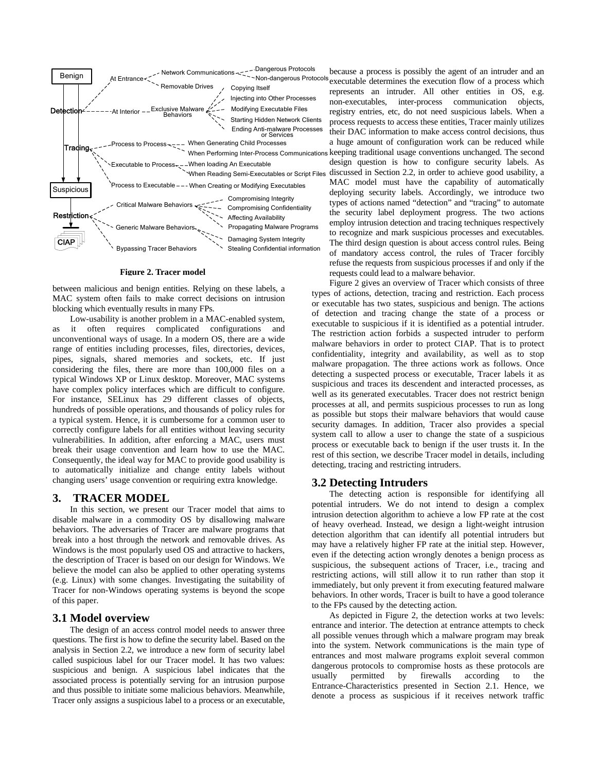Benign
At Entrance
Network Communications
Dangerous Protocols
Non-dangerous Protocols
Removable Drives
Copying Itself
Injecting into Other Processes
Detection
At Interior
Exclusive Malware Behaviors
Modifying Executable Files
Starting Hidden Network Clients
Ending Anti-malware Processes or Services
Tracing
Process to Process
When Generating Child Processes
When Performing Inter-Process Communications
Executable to Process
When loading An Executable
When Reading Semi-Executables or Script Files
Suspicious
Process to Executable
When Creating or Modifying Executables
Restriction
Critical Malware Behaviors
Compromising Integrity
Compromising Confidentiality
Affecting Availability
Generic Malware Behaviors
Propagating Malware Programs
CIAP
Damaging System Integrity
Bypassing Tracer Behaviors
Stealing Confidential information

**Figure 2. Tracer model**

between malicious and benign entities. Relying on these labels, a MAC system often fails to make correct decisions on intrusion blocking which eventually results in many FPs.

Low-usability is another problem in a MAC-enabled system, as it often requires complicated configurations and unconventional ways of usage. In a modern OS, there are a wide range of entities including processes, files, directories, devices, pipes, signals, shared memories and sockets, etc. If just considering the files, there are more than 100,000 files on a typical Windows XP or Linux desktop. Moreover, MAC systems have complex policy interfaces which are difficult to configure. For instance, SELinux has 29 different classes of objects, hundreds of possible operations, and thousands of policy rules for a typical system. Hence, it is cumbersome for a common user to correctly configure labels for all entities without leaving security vulnerabilities. In addition, after enforcing a MAC, users must break their usage convention and learn how to use the MAC. Consequently, the ideal way for MAC to provide good usability is to automatically initialize and change entity labels without changing users' usage convention or requiring extra knowledge.

## 3. TRACER MODEL

In this section, we present our Tracer model that aims to disable malware in a commodity OS by disallowing malware behaviors. The adversaries of Tracer are malware programs that break into a host through the network and removable drives. As Windows is the most popularly used OS and attractive to hackers, the description of Tracer is based on our design for Windows. We believe the model can also be applied to other operating systems (e.g. Linux) with some changes. Investigating the suitability of Tracer for non-Windows operating systems is beyond the scope of this paper.

### 3.1 Model overview

The design of an access control model needs to answer three questions. The first is how to define the security label. Based on the analysis in Section 2.2, we introduce a new form of security label called suspicious label for our Tracer model. It has two values: suspicious and benign. A suspicious label indicates that the associated process is potentially serving for an intrusion purpose and thus possible to initiate some malicious behaviors. Meanwhile, Tracer only assigns a suspicious label to a process or an executable, because a process is possibly the agent of an intruder and an executable determines the execution flow of a process which represents an intruder. All other entities in OS, e.g. non-executables, inter-process communication objects, registry entries, etc, do not need suspicious labels. When a process requests to access these entities, Tracer mainly utilizes their DAC information to make access control decisions, thus a huge amount of configuration work can be reduced while keeping traditional usage conventions unchanged. The second design question is how to configure security labels. As discussed in Section 2.2, in order to achieve good usability, a MAC model must have the capability of automatically deploying security labels. Accordingly, we introduce two types of actions named "detection" and "tracing" to automate the security label deployment progress. The two actions employ intrusion detection and tracing techniques respectively to recognize and mark suspicious processes and executables. The third design question is about access control rules. Being of mandatory access control, the rules of Tracer forcibly refuse the requests from suspicious processes if and only if the requests could lead to a malware behavior.

Figure 2 gives an overview of Tracer which consists of three types of actions, detection, tracing and restriction. Each process or executable has two states, suspicious and benign. The actions of detection and tracing change the state of a process or executable to suspicious if it is identified as a potential intruder. The restriction action forbids a suspected intruder to perform malware behaviors in order to protect CIAP. That is to protect confidentiality, integrity and availability, as well as to stop malware propagation. The three actions work as follows. Once detecting a suspected process or executable, Tracer labels it as suspicious and traces its descendent and interacted processes, as well as its generated executables. Tracer does not restrict benign processes at all, and permits suspicious processes to run as long as possible but stops their malware behaviors that would cause security damages. In addition, Tracer also provides a special system call to allow a user to change the state of a suspicious process or executable back to benign if the user trusts it. In the rest of this section, we describe Tracer model in details, including detecting, tracing and restricting intruders.

### 3.2 Detecting Intruders

The detecting action is responsible for identifying all potential intruders. We do not intend to design a complex intrusion detection algorithm to achieve a low FP rate at the cost of heavy overhead. Instead, we design a light-weight intrusion detection algorithm that can identify all potential intruders but may have a relatively higher FP rate at the initial step. However, even if the detecting action wrongly denotes a benign process as suspicious, the subsequent actions of Tracer, i.e., tracing and restricting actions, will still allow it to run rather than stop it immediately, but only prevent it from executing featured malware behaviors. In other words, Tracer is built to have a good tolerance to the FPs caused by the detecting action.

As depicted in Figure 2, the detection works at two levels: entrance and interior. The detection at entrance attempts to check all possible venues through which a malware program may break into the system. Network communications is the main type of entrances and most malware programs exploit several common dangerous protocols to compromise hosts as these protocols are usually permitted by firewalls according to the Entrance-Characteristics presented in Section 2.1. Hence, we denote a process as suspicious if it receives network traffic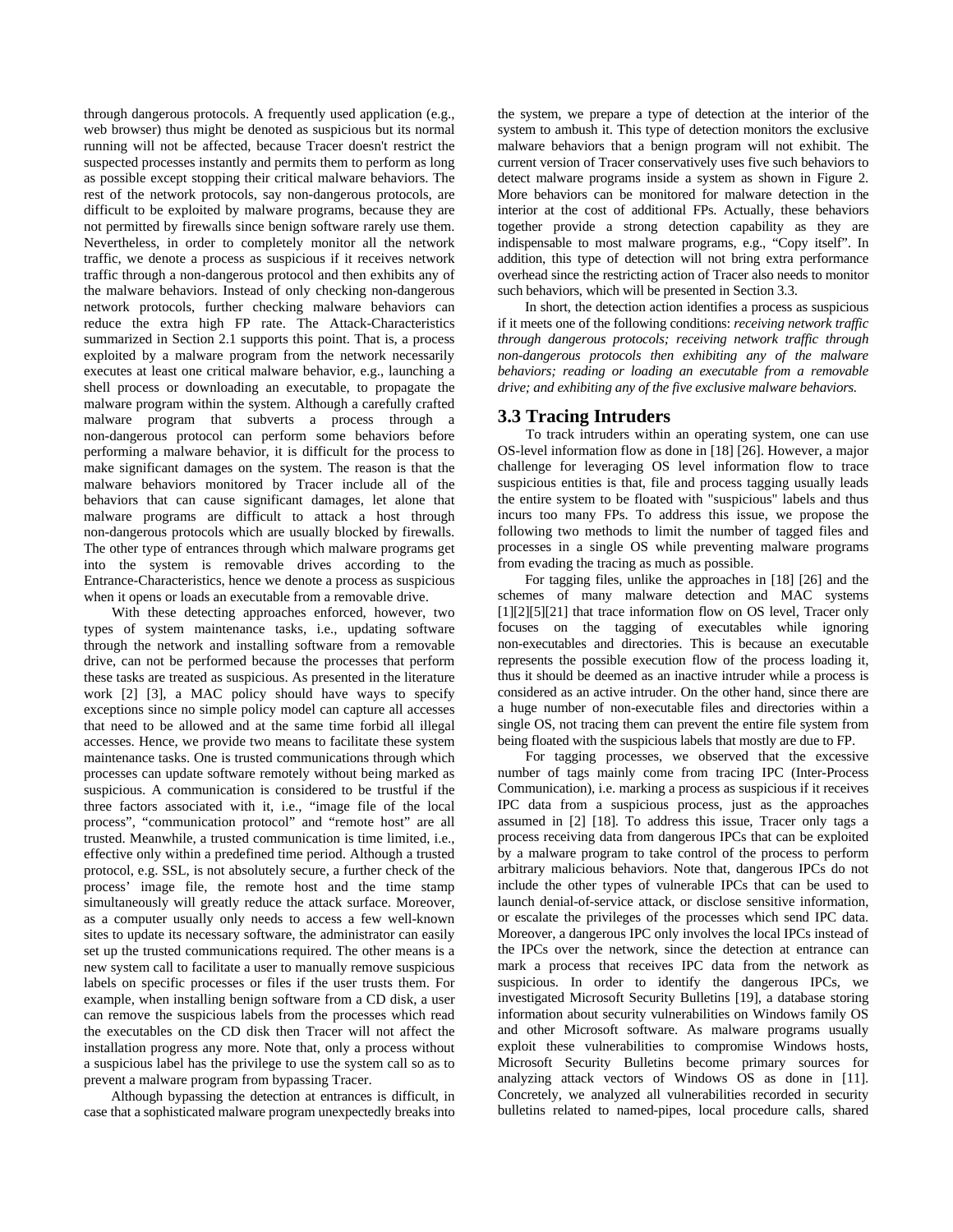through dangerous protocols. A frequently used application (e.g., web browser) thus might be denoted as suspicious but its normal running will not be affected, because Tracer doesn't restrict the suspected processes instantly and permits them to perform as long as possible except stopping their critical malware behaviors. The rest of the network protocols, say non-dangerous protocols, are difficult to be exploited by malware programs, because they are not permitted by firewalls since benign software rarely use them. Nevertheless, in order to completely monitor all the network traffic, we denote a process as suspicious if it receives network traffic through a non-dangerous protocol and then exhibits any of the malware behaviors. Instead of only checking non-dangerous network protocols, further checking malware behaviors can reduce the extra high FP rate. The Attack-Characteristics summarized in Section 2.1 supports this point. That is, a process exploited by a malware program from the network necessarily executes at least one critical malware behavior, e.g., launching a shell process or downloading an executable, to propagate the malware program within the system. Although a carefully crafted malware program that subverts a process through a non-dangerous protocol can perform some behaviors before performing a malware behavior, it is difficult for the process to make significant damages on the system. The reason is that the malware behaviors monitored by Tracer include all of the behaviors that can cause significant damages, let alone that malware programs are difficult to attack a host through non-dangerous protocols which are usually blocked by firewalls. The other type of entrances through which malware programs get into the system is removable drives according to the Entrance-Characteristics, hence we denote a process as suspicious when it opens or loads an executable from a removable drive.

With these detecting approaches enforced, however, two types of system maintenance tasks, i.e., updating software through the network and installing software from a removable drive, can not be performed because the processes that perform these tasks are treated as suspicious. As presented in the literature work [2] [3], a MAC policy should have ways to specify exceptions since no simple policy model can capture all accesses that need to be allowed and at the same time forbid all illegal accesses. Hence, we provide two means to facilitate these system maintenance tasks. One is trusted communications through which processes can update software remotely without being marked as suspicious. A communication is considered to be trustful if the three factors associated with it, i.e., "image file of the local process", "communication protocol" and "remote host" are all trusted. Meanwhile, a trusted communication is time limited, i.e., effective only within a predefined time period. Although a trusted protocol, e.g. SSL, is not absolutely secure, a further check of the process' image file, the remote host and the time stamp simultaneously will greatly reduce the attack surface. Moreover, as a computer usually only needs to access a few well-known sites to update its necessary software, the administrator can easily set up the trusted communications required. The other means is a new system call to facilitate a user to manually remove suspicious labels on specific processes or files if the user trusts them. For example, when installing benign software from a CD disk, a user can remove the suspicious labels from the processes which read the executables on the CD disk then Tracer will not affect the installation progress any more. Note that, only a process without a suspicious label has the privilege to use the system call so as to prevent a malware program from bypassing Tracer.

Although bypassing the detection at entrances is difficult, in case that a sophisticated malware program unexpectedly breaks into the system, we prepare a type of detection at the interior of the system to ambush it. This type of detection monitors the exclusive malware behaviors that a benign program will not exhibit. The current version of Tracer conservatively uses five such behaviors to detect malware programs inside a system as shown in Figure 2. More behaviors can be monitored for malware detection in the interior at the cost of additional FPs. Actually, these behaviors together provide a strong detection capability as they are indispensable to most malware programs, e.g., "Copy itself". In addition, this type of detection will not bring extra performance overhead since the restricting action of Tracer also needs to monitor such behaviors, which will be presented in Section 3.3.

In short, the detection action identifies a process as suspicious if it meets one of the following conditions: *receiving network traffic through dangerous protocols; receiving network traffic through non-dangerous protocols then exhibiting any of the malware behaviors; reading or loading an executable from a removable drive; and exhibiting any of the five exclusive malware behaviors.*

## 3.3 Tracing Intruders

To track intruders within an operating system, one can use OS-level information flow as done in [18] [26]. However, a major challenge for leveraging OS level information flow to trace suspicious entities is that, file and process tagging usually leads the entire system to be floated with "suspicious" labels and thus incurs too many FPs. To address this issue, we propose the following two methods to limit the number of tagged files and processes in a single OS while preventing malware programs from evading the tracing as much as possible.

For tagging files, unlike the approaches in [18] [26] and the schemes of many malware detection and MAC systems [1][2][5][21] that trace information flow on OS level, Tracer only focuses on the tagging of executables while ignoring non-executables and directories. This is because an executable represents the possible execution flow of the process loading it, thus it should be deemed as an inactive intruder while a process is considered as an active intruder. On the other hand, since there are a huge number of non-executable files and directories within a single OS, not tracing them can prevent the entire file system from being floated with the suspicious labels that mostly are due to FP.

For tagging processes, we observed that the excessive number of tags mainly come from tracing IPC (Inter-Process Communication), i.e. marking a process as suspicious if it receives IPC data from a suspicious process, just as the approaches assumed in [2] [18]. To address this issue, Tracer only tags a process receiving data from dangerous IPCs that can be exploited by a malware program to take control of the process to perform arbitrary malicious behaviors. Note that, dangerous IPCs do not include the other types of vulnerable IPCs that can be used to launch denial-of-service attack, or disclose sensitive information, or escalate the privileges of the processes which send IPC data. Moreover, a dangerous IPC only involves the local IPCs instead of the IPCs over the network, since the detection at entrance can mark a process that receives IPC data from the network as suspicious. In order to identify the dangerous IPCs, we investigated Microsoft Security Bulletins [19], a database storing information about security vulnerabilities on Windows family OS and other Microsoft software. As malware programs usually exploit these vulnerabilities to compromise Windows hosts, Microsoft Security Bulletins become primary sources for analyzing attack vectors of Windows OS as done in [11]. Concretely, we analyzed all vulnerabilities recorded in security bulletins related to named-pipes, local procedure calls, shared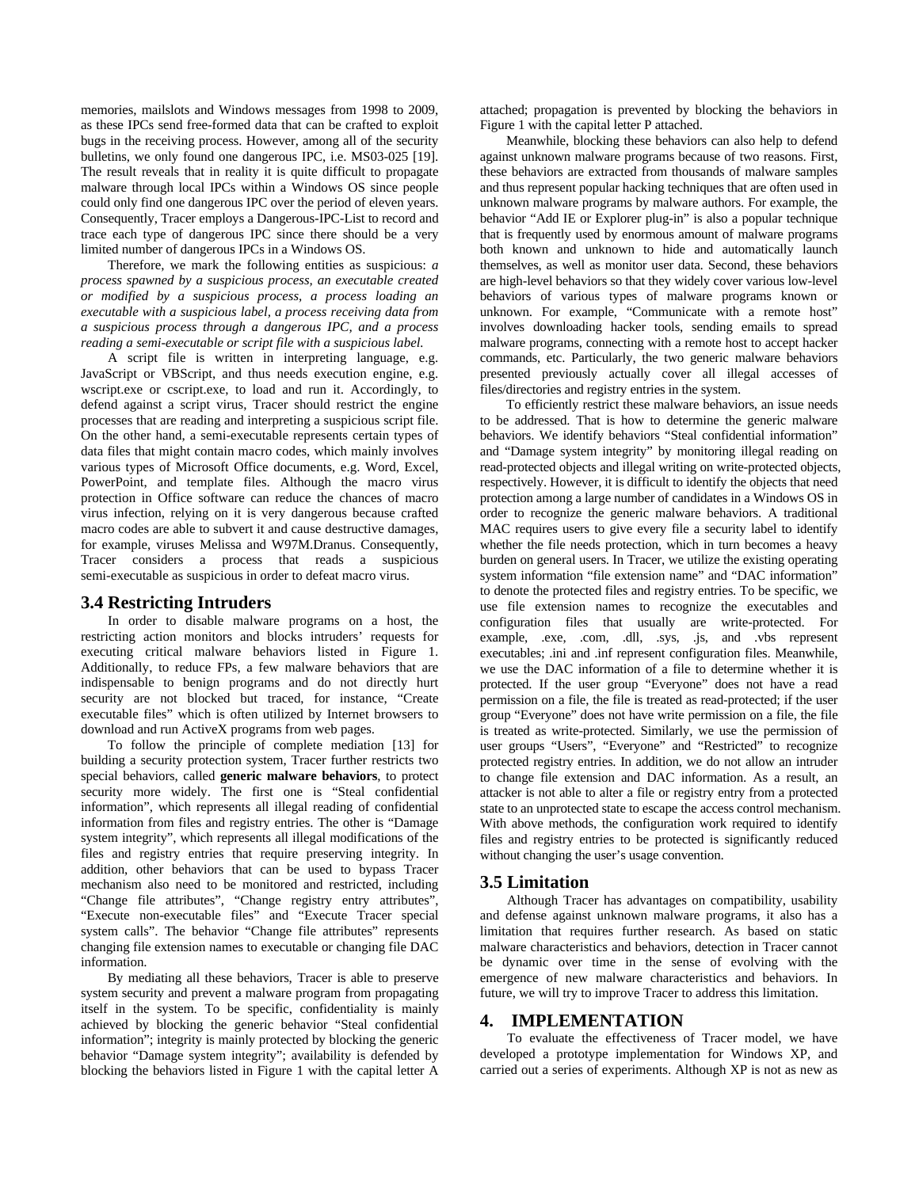memories, mailslots and Windows messages from 1998 to 2009, as these IPCs send free-formed data that can be crafted to exploit bugs in the receiving process. However, among all of the security bulletins, we only found one dangerous IPC, i.e. MS03-025 [19]. The result reveals that in reality it is quite difficult to propagate malware through local IPCs within a Windows OS since people could only find one dangerous IPC over the period of eleven years. Consequently, Tracer employs a Dangerous-IPC-List to record and trace each type of dangerous IPC since there should be a very limited number of dangerous IPCs in a Windows OS.

Therefore, we mark the following entities as suspicious: *a process spawned by a suspicious process, an executable created or modified by a suspicious process, a process loading an executable with a suspicious label, a process receiving data from a suspicious process through a dangerous IPC, and a process reading a semi-executable or script file with a suspicious label.*

A script file is written in interpreting language, e.g. JavaScript or VBScript, and thus needs execution engine, e.g. wscript.exe or cscript.exe, to load and run it. Accordingly, to defend against a script virus, Tracer should restrict the engine processes that are reading and interpreting a suspicious script file. On the other hand, a semi-executable represents certain types of data files that might contain macro codes, which mainly involves various types of Microsoft Office documents, e.g. Word, Excel, PowerPoint, and template files. Although the macro virus protection in Office software can reduce the chances of macro virus infection, relying on it is very dangerous because crafted macro codes are able to subvert it and cause destructive damages, for example, viruses Melissa and W97M.Dranus. Consequently, Tracer considers a process that reads a suspicious semi-executable as suspicious in order to defeat macro virus.

### 3.4 Restricting Intruders

In order to disable malware programs on a host, the restricting action monitors and blocks intruders' requests for executing critical malware behaviors listed in Figure 1. Additionally, to reduce FPs, a few malware behaviors that are indispensable to benign programs and do not directly hurt security are not blocked but traced, for instance, "Create executable files" which is often utilized by Internet browsers to download and run ActiveX programs from web pages.

To follow the principle of complete mediation [13] for building a security protection system, Tracer further restricts two special behaviors, called **generic malware behaviors**, to protect security more widely. The first one is "Steal confidential information", which represents all illegal reading of confidential information from files and registry entries. The other is "Damage system integrity", which represents all illegal modifications of the files and registry entries that require preserving integrity. In addition, other behaviors that can be used to bypass Tracer mechanism also need to be monitored and restricted, including "Change file attributes", "Change registry entry attributes", "Execute non-executable files" and "Execute Tracer special system calls". The behavior "Change file attributes" represents changing file extension names to executable or changing file DAC information.

By mediating all these behaviors, Tracer is able to preserve system security and prevent a malware program from propagating itself in the system. To be specific, confidentiality is mainly achieved by blocking the generic behavior "Steal confidential information"; integrity is mainly protected by blocking the generic behavior "Damage system integrity"; availability is defended by blocking the behaviors listed in Figure 1 with the capital letter A attached; propagation is prevented by blocking the behaviors in Figure 1 with the capital letter P attached.

Meanwhile, blocking these behaviors can also help to defend against unknown malware programs because of two reasons. First, these behaviors are extracted from thousands of malware samples and thus represent popular hacking techniques that are often used in unknown malware programs by malware authors. For example, the behavior "Add IE or Explorer plug-in" is also a popular technique that is frequently used by enormous amount of malware programs both known and unknown to hide and automatically launch themselves, as well as monitor user data. Second, these behaviors are high-level behaviors so that they widely cover various low-level behaviors of various types of malware programs known or unknown. For example, "Communicate with a remote host" involves downloading hacker tools, sending emails to spread malware programs, connecting with a remote host to accept hacker commands, etc. Particularly, the two generic malware behaviors presented previously actually cover all illegal accesses of files/directories and registry entries in the system.

To efficiently restrict these malware behaviors, an issue needs to be addressed. That is how to determine the generic malware behaviors. We identify behaviors "Steal confidential information" and "Damage system integrity" by monitoring illegal reading on read-protected objects and illegal writing on write-protected objects, respectively. However, it is difficult to identify the objects that need protection among a large number of candidates in a Windows OS in order to recognize the generic malware behaviors. A traditional MAC requires users to give every file a security label to identify whether the file needs protection, which in turn becomes a heavy burden on general users. In Tracer, we utilize the existing operating system information "file extension name" and "DAC information" to denote the protected files and registry entries. To be specific, we use file extension names to recognize the executables and configuration files that usually are write-protected. For example, .exe, .com, .dll, .sys, .js, and .vbs represent executables; .ini and .inf represent configuration files. Meanwhile, we use the DAC information of a file to determine whether it is protected. If the user group "Everyone" does not have a read permission on a file, the file is treated as read-protected; if the user group "Everyone" does not have write permission on a file, the file is treated as write-protected. Similarly, we use the permission of user groups "Users", "Everyone" and "Restricted" to recognize protected registry entries. In addition, we do not allow an intruder to change file extension and DAC information. As a result, an attacker is not able to alter a file or registry entry from a protected state to an unprotected state to escape the access control mechanism. With above methods, the configuration work required to identify files and registry entries to be protected is significantly reduced without changing the user's usage convention.

### 3.5 Limitation

Although Tracer has advantages on compatibility, usability and defense against unknown malware programs, it also has a limitation that requires further research. As based on static malware characteristics and behaviors, detection in Tracer cannot be dynamic over time in the sense of evolving with the emergence of new malware characteristics and behaviors. In future, we will try to improve Tracer to address this limitation.

## 4. IMPLEMENTATION

To evaluate the effectiveness of Tracer model, we have developed a prototype implementation for Windows XP, and carried out a series of experiments. Although XP is not as new as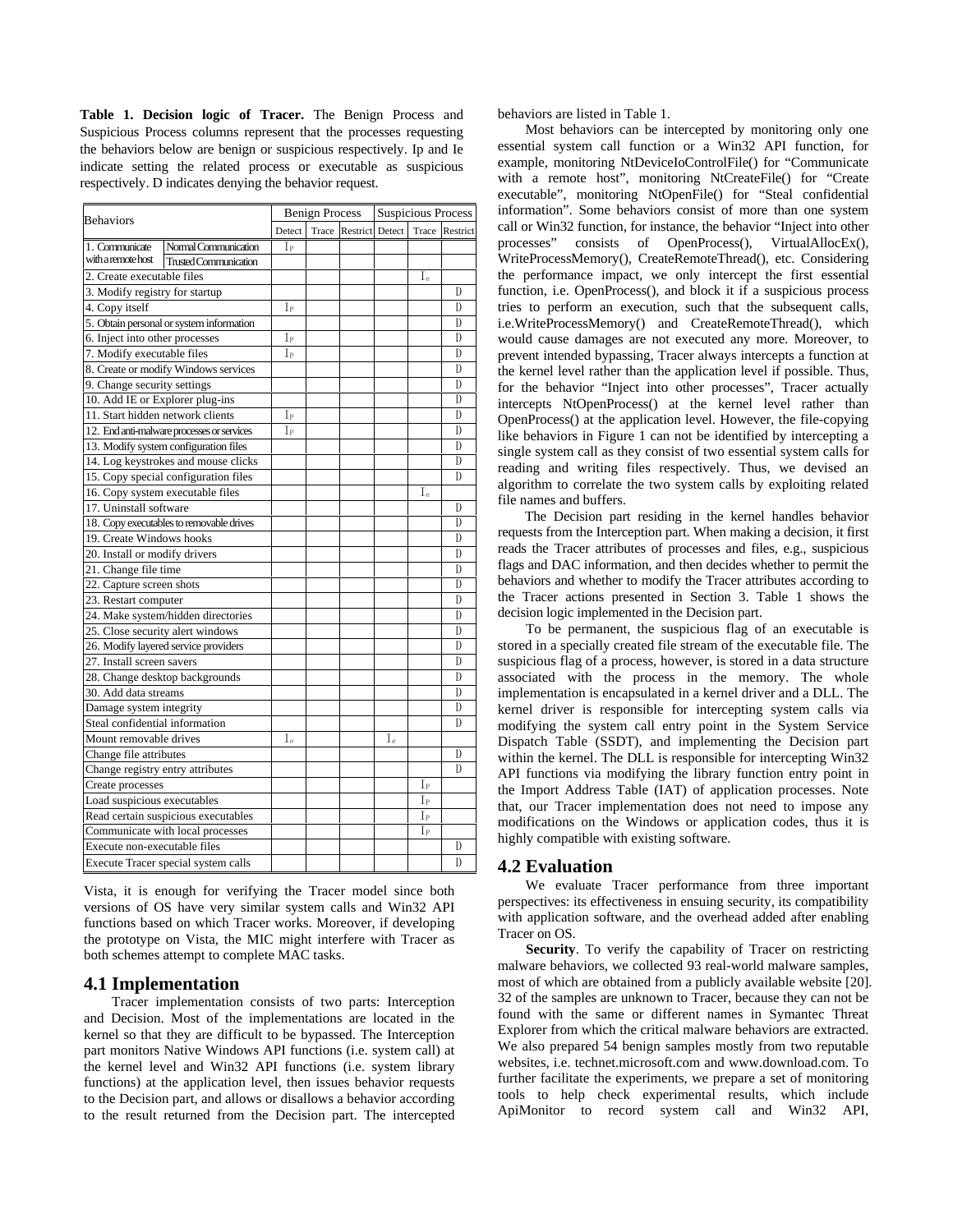**Table 1. Decision logic of Tracer.** The Benign Process and Suspicious Process columns represent that the processes requesting the behaviors below are benign or suspicious respectively. Ip and Ie indicate setting the related process or executable as suspicious respectively. D indicates denying the behavior request.

| Behaviors | | Benign Process | | | Suspicious Process | | |
|---|---|---|---|---|---|---|---|
| | | Detect | Trace | Restrict | Detect | Trace | Restrict |
| 1. Communicate with a remote host | Normal Communication | $I_P$ | | | | | |
| | Trusted Communication | | | | | | |
| 2. Create executable files | | | | | | $I_e$ | |
| 3. Modify registry for startup | | | | | | | D |
| 4. Copy itself | | $I_P$ | | | | | D |
| 5. Obtain personal or system information | | | | | | | D |
| 6. Inject into other processes | | $I_P$ | | | | | D |
| 7. Modify executable files | | $I_P$ | | | | | D |
| 8. Create or modify Windows services | | | | | | | D |
| 9. Change security settings | | | | | | | D |
| 10. Add IE or Explorer plug-ins | | | | | | | D |
| 11. Start hidden network clients | | $I_P$ | | | | | D |
| 12. End anti-malware processes or services | | $I_P$ | | | | | D |
| 13. Modify system configuration files | | | | | | | D |
| 14. Log keystrokes and mouse clicks | | | | | | | D |
| 15. Copy special configuration files | | | | | | | D |
| 16. Copy system executable files | | | | | | $I_e$ | |
| 17. Uninstall software | | | | | | | D |
| 18. Copy executables to removable drives | | | | | | | D |
| 19. Create Windows hooks | | | | | | | D |
| 20. Install or modify drivers | | | | | | | D |
| 21. Change file time | | | | | | | D |
| 22. Capture screen shots | | | | | | | D |
| 23. Restart computer | | | | | | | D |
| 24. Make system/hidden directories | | | | | | | D |
| 25. Close security alert windows | | | | | | | D |
| 26. Modify layered service providers | | | | | | | D |
| 27. Install screen savers | | | | | | | D |
| 28. Change desktop backgrounds | | | | | | | D |
| 30. Add data streams | | | | | | | D |
| Damage system integrity | | | | | | | D |
| Steal confidential information | | | | | | | D |
| Mount removable drives | | $I_e$ | | | $I_e$ | | |
| Change file attributes | | | | | | | D |
| Change registry entry attributes | | | | | | | D |
| Create processes | | | | | | $I_P$ | |
| Load suspicious executables | | | | | | $I_P$ | |
| Read certain suspicious executables | | | | | | $I_P$ | |
| Communicate with local processes | | | | | | $I_P$ | |
| Execute non-executable files | | | | | | | D |
| Execute Tracer special system calls | | | | | | | D |

Vista, it is enough for verifying the Tracer model since both versions of OS have very similar system calls and Win32 API functions based on which Tracer works. Moreover, if developing the prototype on Vista, the MIC might interfere with Tracer as both schemes attempt to complete MAC tasks.

## 4.1 Implementation

Tracer implementation consists of two parts: Interception and Decision. Most of the implementations are located in the kernel so that they are difficult to be bypassed. The Interception part monitors Native Windows API functions (i.e. system call) at the kernel level and Win32 API functions (i.e. system library functions) at the application level, then issues behavior requests to the Decision part, and allows or disallows a behavior according to the result returned from the Decision part. The intercepted behaviors are listed in Table 1.

Most behaviors can be intercepted by monitoring only one essential system call function or a Win32 API function, for example, monitoring NtDeviceIoControlFile() for "Communicate with a remote host", monitoring NtCreateFile() for "Create executable", monitoring NtOpenFile() for "Steal confidential information". Some behaviors consist of more than one system call or Win32 function, for instance, the behavior "Inject into other processes" consists of OpenProcess(), VirtualAllocEx(), WriteProcessMemory(), CreateRemoteThread(), etc. Considering the performance impact, we only intercept the first essential function, i.e. OpenProcess(), and block it if a suspicious process tries to perform an execution, such that the subsequent calls, i.e.WriteProcessMemory() and CreateRemoteThread(), which would cause damages are not executed any more. Moreover, to prevent intended bypassing, Tracer always intercepts a function at the kernel level rather than the application level if possible. Thus, for the behavior "Inject into other processes", Tracer actually intercepts NtOpenProcess() at the kernel level rather than OpenProcess() at the application level. However, the file-copying like behaviors in Figure 1 can not be identified by intercepting a single system call as they consist of two essential system calls for reading and writing files respectively. Thus, we devised an algorithm to correlate the two system calls by exploiting related file names and buffers.

The Decision part residing in the kernel handles behavior requests from the Interception part. When making a decision, it first reads the Tracer attributes of processes and files, e.g., suspicious flags and DAC information, and then decides whether to permit the behaviors and whether to modify the Tracer attributes according to the Tracer actions presented in Section 3. Table 1 shows the decision logic implemented in the Decision part.

To be permanent, the suspicious flag of an executable is stored in a specially created file stream of the executable file. The suspicious flag of a process, however, is stored in a data structure associated with the process in the memory. The whole implementation is encapsulated in a kernel driver and a DLL. The kernel driver is responsible for intercepting system calls via modifying the system call entry point in the System Service Dispatch Table (SSDT), and implementing the Decision part within the kernel. The DLL is responsible for intercepting Win32 API functions via modifying the library function entry point in the Import Address Table (IAT) of application processes. Note that, our Tracer implementation does not need to impose any modifications on the Windows or application codes, thus it is highly compatible with existing software.

## 4.2 Evaluation

We evaluate Tracer performance from three important perspectives: its effectiveness in ensuing security, its compatibility with application software, and the overhead added after enabling Tracer on OS.

**Security**. To verify the capability of Tracer on restricting malware behaviors, we collected 93 real-world malware samples, most of which are obtained from a publicly available website [20]. 32 of the samples are unknown to Tracer, because they can not be found with the same or different names in Symantec Threat Explorer from which the critical malware behaviors are extracted. We also prepared 54 benign samples mostly from two reputable websites, i.e. technet.microsoft.com and www.download.com. To further facilitate the experiments, we prepare a set of monitoring tools to help check experimental results, which include ApiMonitor to record system call and Win32 API,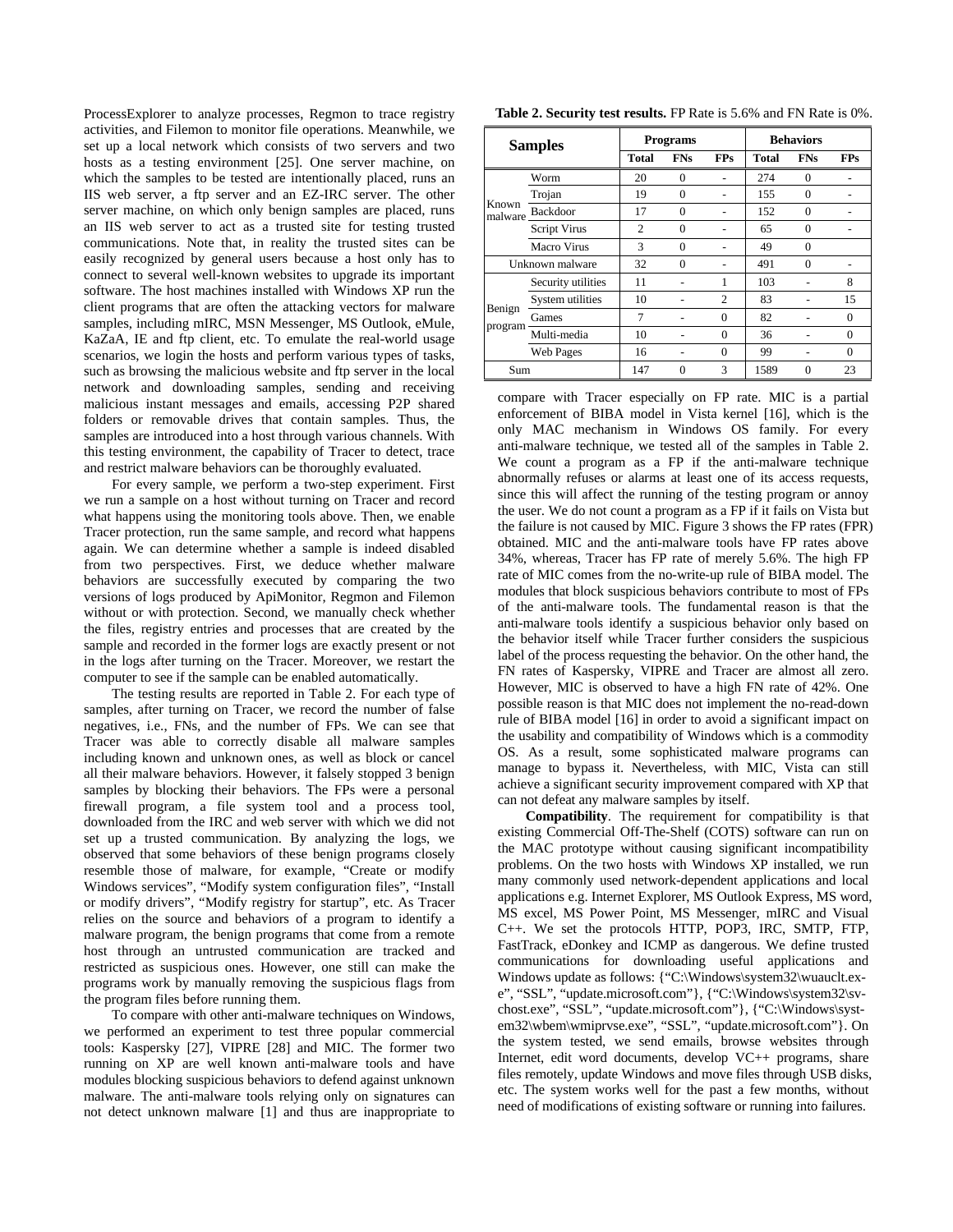ProcessExplorer to analyze processes, Regmon to trace registry activities, and Filemon to monitor file operations. Meanwhile, we set up a local network which consists of two servers and two hosts as a testing environment [25]. One server machine, on which the samples to be tested are intentionally placed, runs an IIS web server, a ftp server and an EZ-IRC server. The other server machine, on which only benign samples are placed, runs an IIS web server to act as a trusted site for testing trusted communications. Note that, in reality the trusted sites can be easily recognized by general users because a host only has to connect to several well-known websites to upgrade its important software. The host machines installed with Windows XP run the client programs that are often the attacking vectors for malware samples, including mIRC, MSN Messenger, MS Outlook, eMule, KaZaA, IE and ftp client, etc. To emulate the real-world usage scenarios, we login the hosts and perform various types of tasks, such as browsing the malicious website and ftp server in the local network and downloading samples, sending and receiving malicious instant messages and emails, accessing P2P shared folders or removable drives that contain samples. Thus, the samples are introduced into a host through various channels. With this testing environment, the capability of Tracer to detect, trace and restrict malware behaviors can be thoroughly evaluated.

For every sample, we perform a two-step experiment. First we run a sample on a host without turning on Tracer and record what happens using the monitoring tools above. Then, we enable Tracer protection, run the same sample, and record what happens again. We can determine whether a sample is indeed disabled from two perspectives. First, we deduce whether malware behaviors are successfully executed by comparing the two versions of logs produced by ApiMonitor, Regmon and Filemon without or with protection. Second, we manually check whether the files, registry entries and processes that are created by the sample and recorded in the former logs are exactly present or not in the logs after turning on the Tracer. Moreover, we restart the computer to see if the sample can be enabled automatically.

The testing results are reported in Table 2. For each type of samples, after turning on Tracer, we record the number of false negatives, i.e., FNs, and the number of FPs. We can see that Tracer was able to correctly disable all malware samples including known and unknown ones, as well as block or cancel all their malware behaviors. However, it falsely stopped 3 benign samples by blocking their behaviors. The FPs were a personal firewall program, a file system tool and a process tool, downloaded from the IRC and web server with which we did not set up a trusted communication. By analyzing the logs, we observed that some behaviors of these benign programs closely resemble those of malware, for example, "Create or modify Windows services", "Modify system configuration files", "Install or modify drivers", "Modify registry for startup", etc. As Tracer relies on the source and behaviors of a program to identify a malware program, the benign programs that come from a remote host through an untrusted communication are tracked and restricted as suspicious ones. However, one still can make the programs work by manually removing the suspicious flags from the program files before running them.

To compare with other anti-malware techniques on Windows, we performed an experiment to test three popular commercial tools: Kaspersky [27], VIPRE [28] and MIC. The former two running on XP are well known anti-malware tools and have modules blocking suspicious behaviors to defend against unknown malware. The anti-malware tools relying only on signatures can not detect unknown malware [1] and thus are inappropriate to compare with Tracer especially on FP rate. MIC is a partial enforcement of BIBA model in Vista kernel [16], which is the only MAC mechanism in Windows OS family. For every anti-malware technique, we tested all of the samples in Table 2. We count a program as a FP if the anti-malware technique abnormally refuses or alarms at least one of its access requests, since this will affect the running of the testing program or annoy the user. We do not count a program as a FP if it fails on Vista but the failure is not caused by MIC. Figure 3 shows the FP rates (FPR) obtained. MIC and the anti-malware tools have FP rates above 34%, whereas, Tracer has FP rate of merely 5.6%. The high FP rate of MIC comes from the no-write-up rule of BIBA model. The modules that block suspicious behaviors contribute to most of FPs of the anti-malware tools. The fundamental reason is that the anti-malware tools identify a suspicious behavior only based on the behavior itself while Tracer further considers the suspicious label of the process requesting the behavior. On the other hand, the FN rates of Kaspersky, VIPRE and Tracer are almost all zero. However, MIC is observed to have a high FN rate of 42%. One possible reason is that MIC does not implement the no-read-down rule of BIBA model [16] in order to avoid a significant impact on the usability and compatibility of Windows which is a commodity OS. As a result, some sophisticated malware programs can manage to bypass it. Nevertheless, with MIC, Vista can still achieve a significant security improvement compared with XP that can not defeat any malware samples by itself.

**Table 2. Security test results.** FP Rate is 5.6% and FN Rate is 0%.

| Samples | | Programs | | | Behaviors | | |
|---|---|---|---|---|---|---|---|
| | | Total | FNs | FPs | Total | FNs | FPs |
| Known malware | Worm | 20 | 0 | - | 274 | 0 | - |
| | Trojan | 19 | 0 | - | 155 | 0 | - |
| | Backdoor | 17 | 0 | - | 152 | 0 | - |
| | Script Virus | 2 | 0 | - | 65 | 0 | - |
| | Macro Virus | 3 | 0 | - | 49 | 0 | |
| Unknown malware | | 32 | 0 | - | 491 | 0 | - |
| Benign program | Security utilities | 11 | - | 1 | 103 | - | 8 |
| | System utilities | 10 | - | 2 | 83 | - | 15 |
| | Games | 7 | - | 0 | 82 | - | 0 |
| | Multi-media | 10 | - | 0 | 36 | - | 0 |
| | Web Pages | 16 | - | 0 | 99 | - | 0 |
| Sum | | 147 | 0 | 3 | 1589 | 0 | 23 |

**Compatibility**. The requirement for compatibility is that existing Commercial Off-The-Shelf (COTS) software can run on the MAC prototype without causing significant incompatibility problems. On the two hosts with Windows XP installed, we run many commonly used network-dependent applications and local applications e.g. Internet Explorer, MS Outlook Express, MS word, MS excel, MS Power Point, MS Messenger, mIRC and Visual C++. We set the protocols HTTP, POP3, IRC, SMTP, FTP, FastTrack, eDonkey and ICMP as dangerous. We define trusted communications for downloading useful applications and Windows update as follows: {"C:\Windows\system32\wuauclt.exe", "SSL", "update.microsoft.com"}, {"C:\Windows\system32\svchost.exe", "SSL", "update.microsoft.com"}, {"C:\Windows\system32\wbem\wmiprvse.exe", "SSL", "update.microsoft.com"}. On the system tested, we send emails, browse websites through Internet, edit word documents, develop VC++ programs, share files remotely, update Windows and move files through USB disks, etc. The system works well for the past a few months, without need of modifications of existing software or running into failures.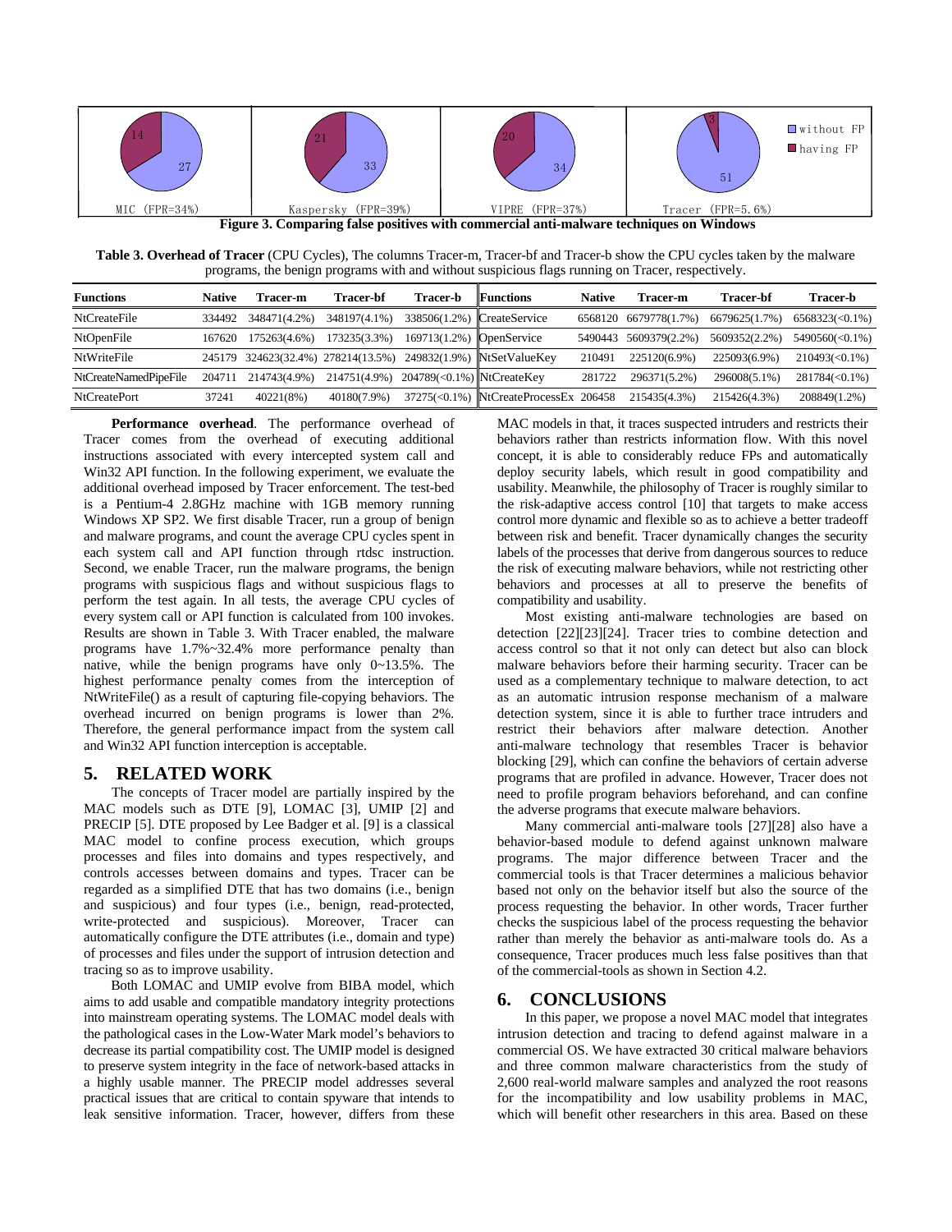Figure 3. Comparing false positives with commercial anti-malware techniques on Windows

**Table 3. Overhead of Tracer** (CPU Cycles), The columns Tracer-m, Tracer-bf and Tracer-b show the CPU cycles taken by the malware programs, the benign programs with and without suspicious flags running on Tracer, respectively.

| Functions | Native | Tracer-m | Tracer-bf | Tracer-b | Functions | Native | Tracer-m | Tracer-bf | Tracer-b |
|---|---|---|---|---|---|---|---|---|---|
| NtCreateFile | 334492 | 348471(4.2%) | 348197(4.1%) | 338506(1.2%) | CreateService | 6568120 | 6679778(1.7%) | 6679625(1.7%) | 6568323(<0.1%) |
| NtOpenFile | 167620 | 175263(4.6%) | 173235(3.3%) | 169713(1.2%) | OpenService | 5490443 | 5609379(2.2%) | 5609352(2.2%) | 5490560(<0.1%) |
| NtWriteFile | 245179 | 324623(32.4%) | 278214(13.5%) | 249832(1.9%) | NtSetValueKey | 210491 | 225120(6.9%) | 225093(6.9%) | 210493(<0.1%) |
| NtCreateNamedPipeFile | 204711 | 214743(4.9%) | 214751(4.9%) | 204789(<0.1%) | NtCreateKey | 281722 | 296371(5.2%) | 296008(5.1%) | 281784(<0.1%) |
| NtCreatePort | 37241 | 40221(8%) | 40180(7.9%) | 37275(<0.1%) | NtCreateProcessEx | 206458 | 215435(4.3%) | 215426(4.3%) | 208849(1.2%) |

**Performance overhead**. The performance overhead of Tracer comes from the overhead of executing additional instructions associated with every intercepted system call and Win32 API function. In the following experiment, we evaluate the additional overhead imposed by Tracer enforcement. The test-bed is a Pentium-4 2.8GHz machine with 1GB memory running Windows XP SP2. We first disable Tracer, run a group of benign and malware programs, and count the average CPU cycles spent in each system call and API function through rtdsc instruction. Second, we enable Tracer, run the malware programs, the benign programs with suspicious flags and without suspicious flags to perform the test again. In all tests, the average CPU cycles of every system call or API function is calculated from 100 invokes. Results are shown in Table 3. With Tracer enabled, the malware programs have 1.7%~32.4% more performance penalty than native, while the benign programs have only 0~13.5%. The highest performance penalty comes from the interception of NtWriteFile() as a result of capturing file-copying behaviors. The overhead incurred on benign programs is lower than 2%. Therefore, the general performance impact from the system call and Win32 API function interception is acceptable.

## 5. RELATED WORK

The concepts of Tracer model are partially inspired by the MAC models such as DTE [9], LOMAC [3], UMIP [2] and PRECIP [5]. DTE proposed by Lee Badger et al. [9] is a classical MAC model to confine process execution, which groups processes and files into domains and types respectively, and controls accesses between domains and types. Tracer can be regarded as a simplified DTE that has two domains (i.e., benign and suspicious) and four types (i.e., benign, read-protected, write-protected and suspicious). Moreover, Tracer can automatically configure the DTE attributes (i.e., domain and type) of processes and files under the support of intrusion detection and tracing so as to improve usability.

Both LOMAC and UMIP evolve from BIBA model, which aims to add usable and compatible mandatory integrity protections into mainstream operating systems. The LOMAC model deals with the pathological cases in the Low-Water Mark model's behaviors to decrease its partial compatibility cost. The UMIP model is designed to preserve system integrity in the face of network-based attacks in a highly usable manner. The PRECIP model addresses several practical issues that are critical to contain spyware that intends to leak sensitive information. Tracer, however, differs from these MAC models in that, it traces suspected intruders and restricts their behaviors rather than restricts information flow. With this novel concept, it is able to considerably reduce FPs and automatically deploy security labels, which result in good compatibility and usability. Meanwhile, the philosophy of Tracer is roughly similar to the risk-adaptive access control [10] that targets to make access control more dynamic and flexible so as to achieve a better tradeoff between risk and benefit. Tracer dynamically changes the security labels of the processes that derive from dangerous sources to reduce the risk of executing malware behaviors, while not restricting other behaviors and processes at all to preserve the benefits of compatibility and usability.

Most existing anti-malware technologies are based on detection [22][23][24]. Tracer tries to combine detection and access control so that it not only can detect but also can block malware behaviors before their harming security. Tracer can be used as a complementary technique to malware detection, to act as an automatic intrusion response mechanism of a malware detection system, since it is able to further trace intruders and restrict their behaviors after malware detection. Another anti-malware technology that resembles Tracer is behavior blocking [29], which can confine the behaviors of certain adverse programs that are profiled in advance. However, Tracer does not need to profile program behaviors beforehand, and can confine the adverse programs that execute malware behaviors.

Many commercial anti-malware tools [27][28] also have a behavior-based module to defend against unknown malware programs. The major difference between Tracer and the commercial tools is that Tracer determines a malicious behavior based not only on the behavior itself but also the source of the process requesting the behavior. In other words, Tracer further checks the suspicious label of the process requesting the behavior rather than merely the behavior as anti-malware tools do. As a consequence, Tracer produces much less false positives than that of the commercial-tools as shown in Section 4.2.

## 6. CONCLUSIONS

In this paper, we propose a novel MAC model that integrates intrusion detection and tracing to defend against malware in a commercial OS. We have extracted 30 critical malware behaviors and three common malware characteristics from the study of 2,600 real-world malware samples and analyzed the root reasons for the incompatibility and low usability problems in MAC, which will benefit other researchers in this area. Based on these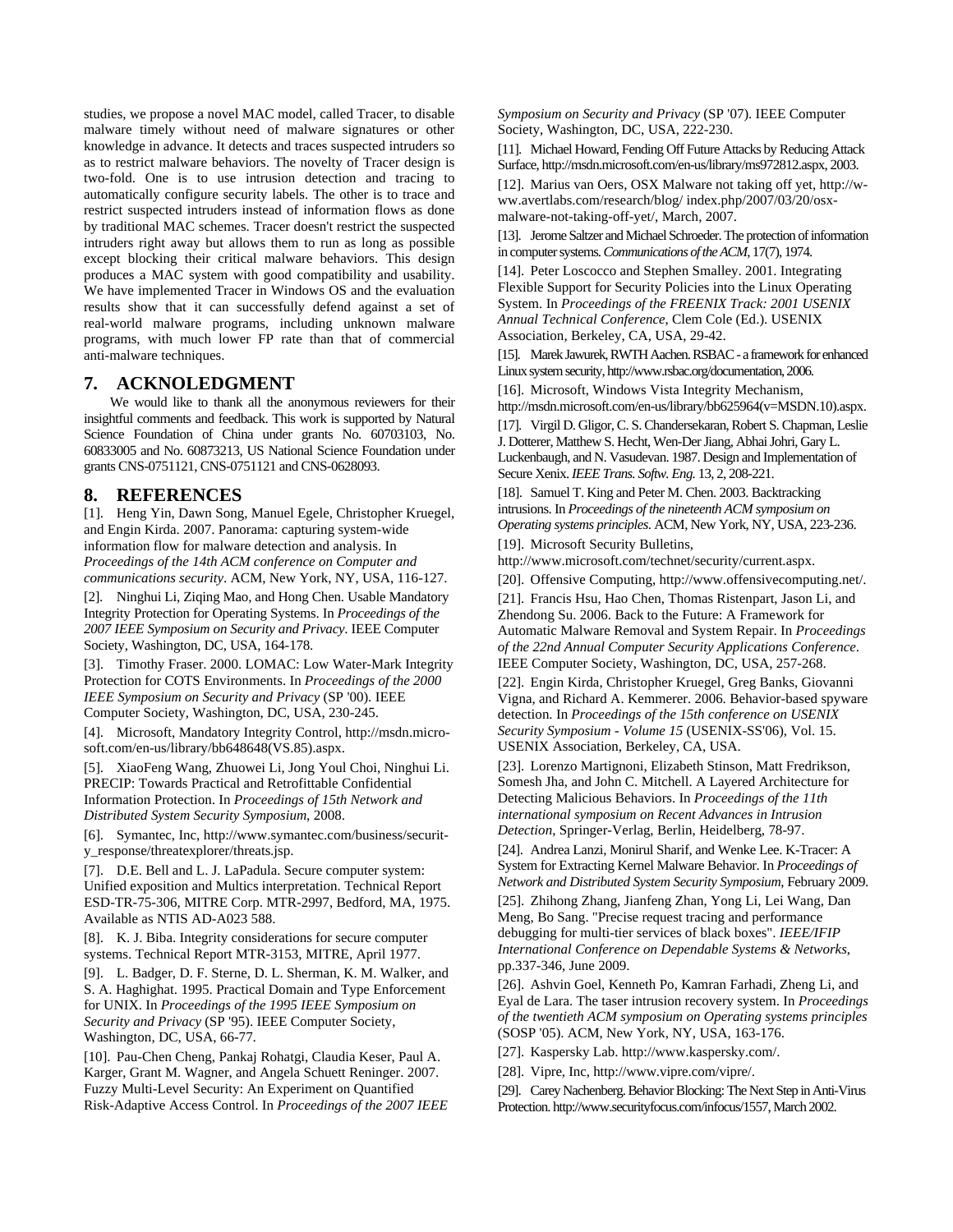studies, we propose a novel MAC model, called Tracer, to disable malware timely without need of malware signatures or other knowledge in advance. It detects and traces suspected intruders so as to restrict malware behaviors. The novelty of Tracer design is two-fold. One is to use intrusion detection and tracing to automatically configure security labels. The other is to trace and restrict suspected intruders instead of information flows as done by traditional MAC schemes. Tracer doesn't restrict the suspected intruders right away but allows them to run as long as possible except blocking their critical malware behaviors. This design produces a MAC system with good compatibility and usability. We have implemented Tracer in Windows OS and the evaluation results show that it can successfully defend against a set of real-world malware programs, including unknown malware programs, with much lower FP rate than that of commercial anti-malware techniques.

## 7. ACKNOLEDGMENT

We would like to thank all the anonymous reviewers for their insightful comments and feedback. This work is supported by Natural Science Foundation of China under grants No. 60703103, No. 60833005 and No. 60873213, US National Science Foundation under grants CNS-0751121, CNS-0751121 and CNS-0628093.

## 8. REFERENCES

[1]. Heng Yin, Dawn Song, Manuel Egele, Christopher Kruegel, and Engin Kirda. 2007. Panorama: capturing system-wide information flow for malware detection and analysis. In *Proceedings of the 14th ACM conference on Computer and communications security*. ACM, New York, NY, USA, 116-127.

[2]. Ninghui Li, Ziqing Mao, and Hong Chen. Usable Mandatory Integrity Protection for Operating Systems. In *Proceedings of the 2007 IEEE Symposium on Security and Privacy*. IEEE Computer Society, Washington, DC, USA, 164-178.

[3]. Timothy Fraser. 2000. LOMAC: Low Water-Mark Integrity Protection for COTS Environments. In *Proceedings of the 2000 IEEE Symposium on Security and Privacy* (SP '00). IEEE Computer Society, Washington, DC, USA, 230-245.

[4]. Microsoft, Mandatory Integrity Control, http://msdn.microsoft.com/en-us/library/bb648648(VS.85).aspx.

[5]. XiaoFeng Wang, Zhuowei Li, Jong Youl Choi, Ninghui Li. PRECIP: Towards Practical and Retrofittable Confidential Information Protection. In *Proceedings of 15th Network and Distributed System Security Symposium*, 2008.

[6]. Symantec, Inc, http://www.symantec.com/business/security_response/threatexplorer/threats.jsp.

[7]. D.E. Bell and L. J. LaPadula. Secure computer system: Unified exposition and Multics interpretation. Technical Report ESD-TR-75-306, MITRE Corp. MTR-2997, Bedford, MA, 1975. Available as NTIS AD-A023 588.

[8]. K. J. Biba. Integrity considerations for secure computer systems. Technical Report MTR-3153, MITRE, April 1977.

[9]. L. Badger, D. F. Sterne, D. L. Sherman, K. M. Walker, and S. A. Haghighat. 1995. Practical Domain and Type Enforcement for UNIX. In *Proceedings of the 1995 IEEE Symposium on Security and Privacy* (SP '95). IEEE Computer Society, Washington, DC, USA, 66-77.

[10]. Pau-Chen Cheng, Pankaj Rohatgi, Claudia Keser, Paul A. Karger, Grant M. Wagner, and Angela Schuett Reninger. 2007. Fuzzy Multi-Level Security: An Experiment on Quantified Risk-Adaptive Access Control. In *Proceedings of the 2007 IEEE Symposium on Security and Privacy* (SP '07). IEEE Computer Society, Washington, DC, USA, 222-230.

[11]. Michael Howard, Fending Off Future Attacks by Reducing Attack Surface, http://msdn.microsoft.com/en-us/library/ms972812.aspx, 2003.

[12]. Marius van Oers, OSX Malware not taking off yet, http://www.avertlabs.com/research/blog/ index.php/2007/03/20/osx-malware-not-taking-off-yet/, March, 2007.

[13]. Jerome Saltzer and Michael Schroeder. The protection of information in computer systems. *Communications of the ACM*, 17(7), 1974.

[14]. Peter Loscocco and Stephen Smalley. 2001. Integrating Flexible Support for Security Policies into the Linux Operating System. In *Proceedings of the FREENIX Track: 2001 USENIX Annual Technical Conference*, Clem Cole (Ed.). USENIX Association, Berkeley, CA, USA, 29-42.

[15]. Marek Jawurek, RWTH Aachen. RSBAC - a framework for enhanced Linux system security, http://www.rsbac.org/documentation, 2006.

[16]. Microsoft, Windows Vista Integrity Mechanism, http://msdn.microsoft.com/en-us/library/bb625964(v=MSDN.10).aspx.

[17]. Virgil D. Gligor, C. S. Chandersekaran, Robert S. Chapman, Leslie J. Dotterer, Matthew S. Hecht, Wen-Der Jiang, Abhai Johri, Gary L. Luckenbaugh, and N. Vasudevan. 1987. Design and Implementation of Secure Xenix. *IEEE Trans. Softw. Eng.* 13, 2, 208-221.

[18]. Samuel T. King and Peter M. Chen. 2003. Backtracking intrusions. In *Proceedings of the nineteenth ACM symposium on Operating systems principles*. ACM, New York, NY, USA, 223-236.

[19]. Microsoft Security Bulletins, http://www.microsoft.com/technet/security/current.aspx.

[20]. Offensive Computing, http://www.offensivecomputing.net/.

[21]. Francis Hsu, Hao Chen, Thomas Ristenpart, Jason Li, and Zhendong Su. 2006. Back to the Future: A Framework for Automatic Malware Removal and System Repair. In *Proceedings of the 22nd Annual Computer Security Applications Conference*. IEEE Computer Society, Washington, DC, USA, 257-268.

[22]. Engin Kirda, Christopher Kruegel, Greg Banks, Giovanni Vigna, and Richard A. Kemmerer. 2006. Behavior-based spyware detection. In *Proceedings of the 15th conference on USENIX Security Symposium - Volume 15* (USENIX-SS'06), Vol. 15. USENIX Association, Berkeley, CA, USA.

[23]. Lorenzo Martignoni, Elizabeth Stinson, Matt Fredrikson, Somesh Jha, and John C. Mitchell. A Layered Architecture for Detecting Malicious Behaviors. In *Proceedings of the 11th international symposium on Recent Advances in Intrusion Detection*, Springer-Verlag, Berlin, Heidelberg, 78-97.

[24]. Andrea Lanzi, Monirul Sharif, and Wenke Lee. K-Tracer: A System for Extracting Kernel Malware Behavior. In *Proceedings of Network and Distributed System Security Symposium*, February 2009.

[25]. Zhihong Zhang, Jianfeng Zhan, Yong Li, Lei Wang, Dan Meng, Bo Sang. "Precise request tracing and performance debugging for multi-tier services of black boxes". *IEEE/IFIP International Conference on Dependable Systems & Networks*, pp.337-346, June 2009.

[26]. Ashvin Goel, Kenneth Po, Kamran Farhadi, Zheng Li, and Eyal de Lara. The taser intrusion recovery system. In *Proceedings of the twentieth ACM symposium on Operating systems principles* (SOSP '05). ACM, New York, NY, USA, 163-176.

[27]. Kaspersky Lab. http://www.kaspersky.com/.

[28]. Vipre, Inc, http://www.vipre.com/vipre/.

[29]. Carey Nachenberg. Behavior Blocking: The Next Step in Anti-Virus Protection. http://www.securityfocus.com/infocus/1557, March 2002.